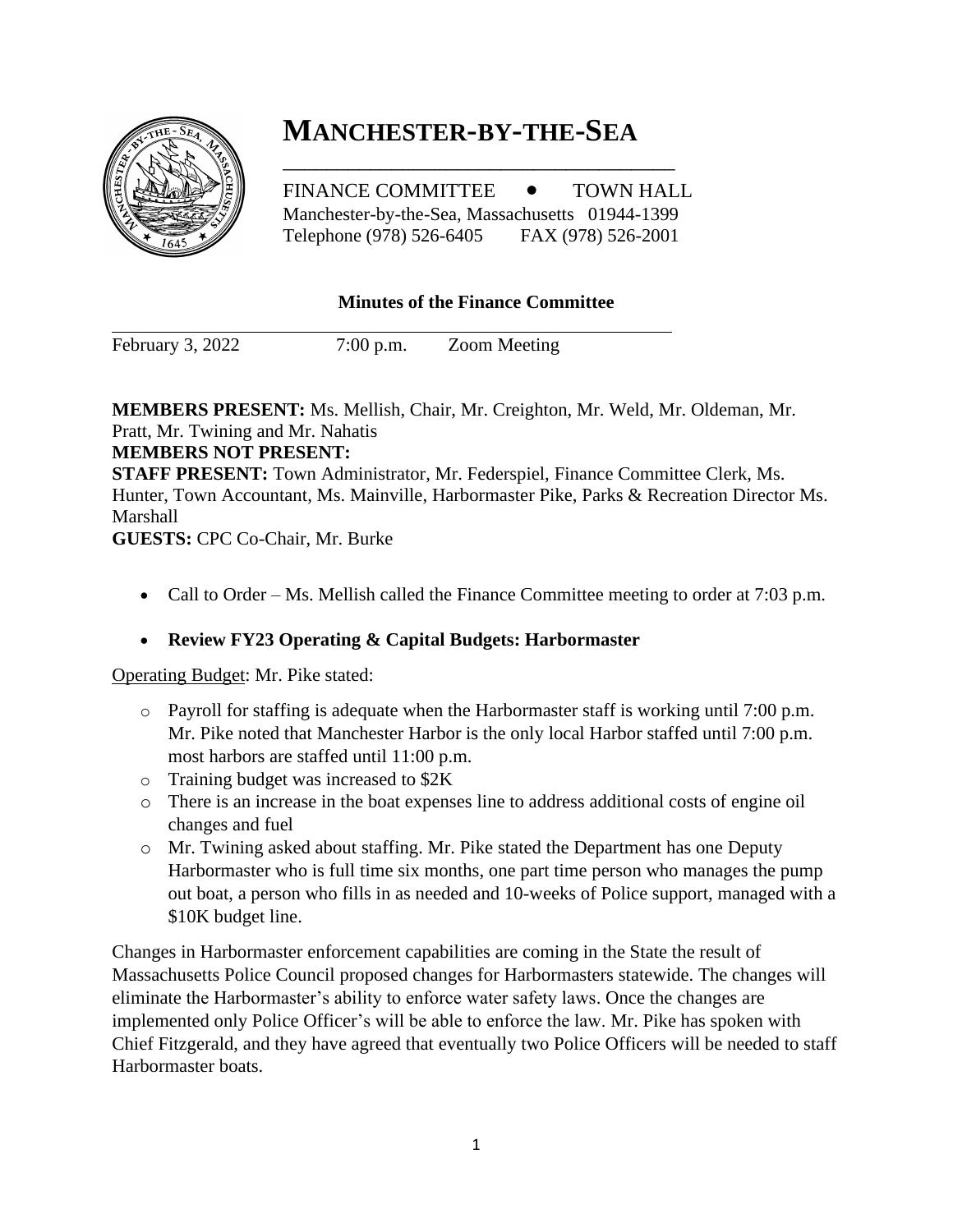# MANCHESTER-BY-THE-SEA

FINANCE COMMITTEE • TOWN HALL
Manchester-by-the-Sea, Massachusetts 01944-1399
Telephone (978) 526-6405 FAX (978) 526-2001

**Minutes of the Finance Committee**

February 3, 2022 7:00 p.m. Zoom Meeting

**MEMBERS PRESENT:** Ms. Mellish, Chair, Mr. Creighton, Mr. Weld, Mr. Oldeman, Mr. Pratt, Mr. Twining and Mr. Nahatis
**MEMBERS NOT PRESENT:**
**STAFF PRESENT:** Town Administrator, Mr. Federspiel, Finance Committee Clerk, Ms. Hunter, Town Accountant, Ms. Mainville, Harbormaster Pike, Parks & Recreation Director Ms. Marshall
**GUESTS:** CPC Co-Chair, Mr. Burke

- Call to Order – Ms. Mellish called the Finance Committee meeting to order at 7:03 p.m.

- **Review FY23 Operating & Capital Budgets: Harbormaster**

Operating Budget: Mr. Pike stated:

- Payroll for staffing is adequate when the Harbormaster staff is working until 7:00 p.m. Mr. Pike noted that Manchester Harbor is the only local Harbor staffed until 7:00 p.m. most harbors are staffed until 11:00 p.m.
- Training budget was increased to $2K
- There is an increase in the boat expenses line to address additional costs of engine oil changes and fuel
- Mr. Twining asked about staffing. Mr. Pike stated the Department has one Deputy Harbormaster who is full time six months, one part time person who manages the pump out boat, a person who fills in as needed and 10-weeks of Police support, managed with a $10K budget line.

Changes in Harbormaster enforcement capabilities are coming in the State the result of Massachusetts Police Council proposed changes for Harbormasters statewide. The changes will eliminate the Harbormaster's ability to enforce water safety laws. Once the changes are implemented only Police Officer's will be able to enforce the law. Mr. Pike has spoken with Chief Fitzgerald, and they have agreed that eventually two Police Officers will be needed to staff Harbormaster boats.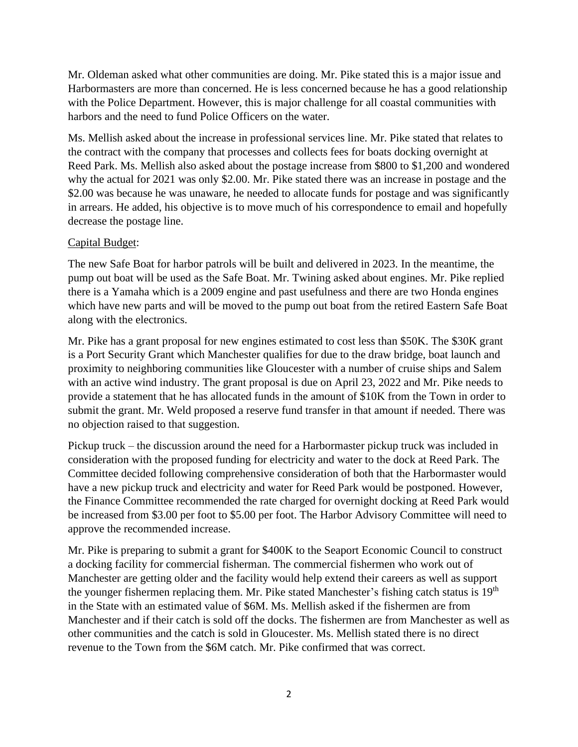Mr. Oldeman asked what other communities are doing. Mr. Pike stated this is a major issue and Harbormasters are more than concerned. He is less concerned because he has a good relationship with the Police Department. However, this is major challenge for all coastal communities with harbors and the need to fund Police Officers on the water.

Ms. Mellish asked about the increase in professional services line. Mr. Pike stated that relates to the contract with the company that processes and collects fees for boats docking overnight at Reed Park. Ms. Mellish also asked about the postage increase from $800 to $1,200 and wondered why the actual for 2021 was only $2.00. Mr. Pike stated there was an increase in postage and the $2.00 was because he was unaware, he needed to allocate funds for postage and was significantly in arrears. He added, his objective is to move much of his correspondence to email and hopefully decrease the postage line.

<u>Capital Budget</u>:

The new Safe Boat for harbor patrols will be built and delivered in 2023. In the meantime, the pump out boat will be used as the Safe Boat. Mr. Twining asked about engines. Mr. Pike replied there is a Yamaha which is a 2009 engine and past usefulness and there are two Honda engines which have new parts and will be moved to the pump out boat from the retired Eastern Safe Boat along with the electronics.

Mr. Pike has a grant proposal for new engines estimated to cost less than $50K. The $30K grant is a Port Security Grant which Manchester qualifies for due to the draw bridge, boat launch and proximity to neighboring communities like Gloucester with a number of cruise ships and Salem with an active wind industry. The grant proposal is due on April 23, 2022 and Mr. Pike needs to provide a statement that he has allocated funds in the amount of $10K from the Town in order to submit the grant. Mr. Weld proposed a reserve fund transfer in that amount if needed. There was no objection raised to that suggestion.

Pickup truck – the discussion around the need for a Harbormaster pickup truck was included in consideration with the proposed funding for electricity and water to the dock at Reed Park. The Committee decided following comprehensive consideration of both that the Harbormaster would have a new pickup truck and electricity and water for Reed Park would be postponed. However, the Finance Committee recommended the rate charged for overnight docking at Reed Park would be increased from $3.00 per foot to $5.00 per foot. The Harbor Advisory Committee will need to approve the recommended increase.

Mr. Pike is preparing to submit a grant for $400K to the Seaport Economic Council to construct a docking facility for commercial fisherman. The commercial fishermen who work out of Manchester are getting older and the facility would help extend their careers as well as support the younger fishermen replacing them. Mr. Pike stated Manchester's fishing catch status is 19th in the State with an estimated value of $6M. Ms. Mellish asked if the fishermen are from Manchester and if their catch is sold off the docks. The fishermen are from Manchester as well as other communities and the catch is sold in Gloucester. Ms. Mellish stated there is no direct revenue to the Town from the $6M catch. Mr. Pike confirmed that was correct.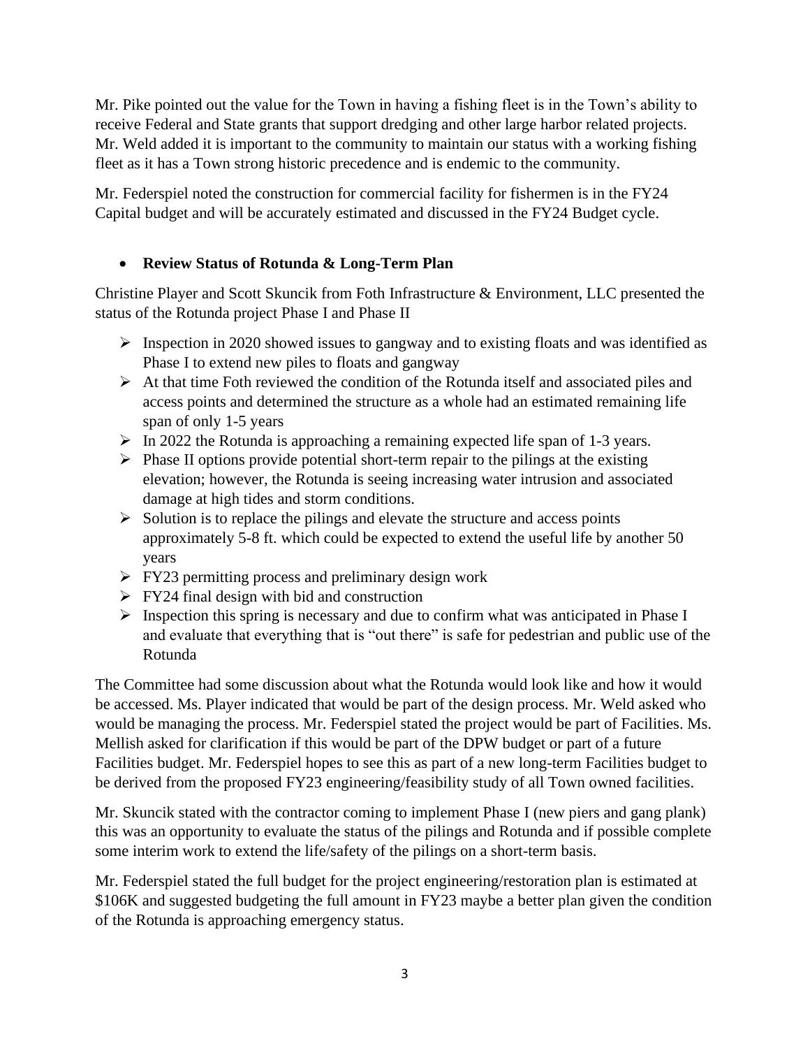Mr. Pike pointed out the value for the Town in having a fishing fleet is in the Town's ability to receive Federal and State grants that support dredging and other large harbor related projects. Mr. Weld added it is important to the community to maintain our status with a working fishing fleet as it has a Town strong historic precedence and is endemic to the community.

Mr. Federspiel noted the construction for commercial facility for fishermen is in the FY24 Capital budget and will be accurately estimated and discussed in the FY24 Budget cycle.

- **Review Status of Rotunda & Long-Term Plan**

Christine Player and Scott Skuncik from Foth Infrastructure & Environment, LLC presented the status of the Rotunda project Phase I and Phase II

- Inspection in 2020 showed issues to gangway and to existing floats and was identified as Phase I to extend new piles to floats and gangway
- At that time Foth reviewed the condition of the Rotunda itself and associated piles and access points and determined the structure as a whole had an estimated remaining life span of only 1-5 years
- In 2022 the Rotunda is approaching a remaining expected life span of 1-3 years.
- Phase II options provide potential short-term repair to the pilings at the existing elevation; however, the Rotunda is seeing increasing water intrusion and associated damage at high tides and storm conditions.
- Solution is to replace the pilings and elevate the structure and access points approximately 5-8 ft. which could be expected to extend the useful life by another 50 years
- FY23 permitting process and preliminary design work
- FY24 final design with bid and construction
- Inspection this spring is necessary and due to confirm what was anticipated in Phase I and evaluate that everything that is "out there" is safe for pedestrian and public use of the Rotunda

The Committee had some discussion about what the Rotunda would look like and how it would be accessed. Ms. Player indicated that would be part of the design process. Mr. Weld asked who would be managing the process. Mr. Federspiel stated the project would be part of Facilities. Ms. Mellish asked for clarification if this would be part of the DPW budget or part of a future Facilities budget. Mr. Federspiel hopes to see this as part of a new long-term Facilities budget to be derived from the proposed FY23 engineering/feasibility study of all Town owned facilities.

Mr. Skuncik stated with the contractor coming to implement Phase I (new piers and gang plank) this was an opportunity to evaluate the status of the pilings and Rotunda and if possible complete some interim work to extend the life/safety of the pilings on a short-term basis.

Mr. Federspiel stated the full budget for the project engineering/restoration plan is estimated at \$106K and suggested budgeting the full amount in FY23 maybe a better plan given the condition of the Rotunda is approaching emergency status.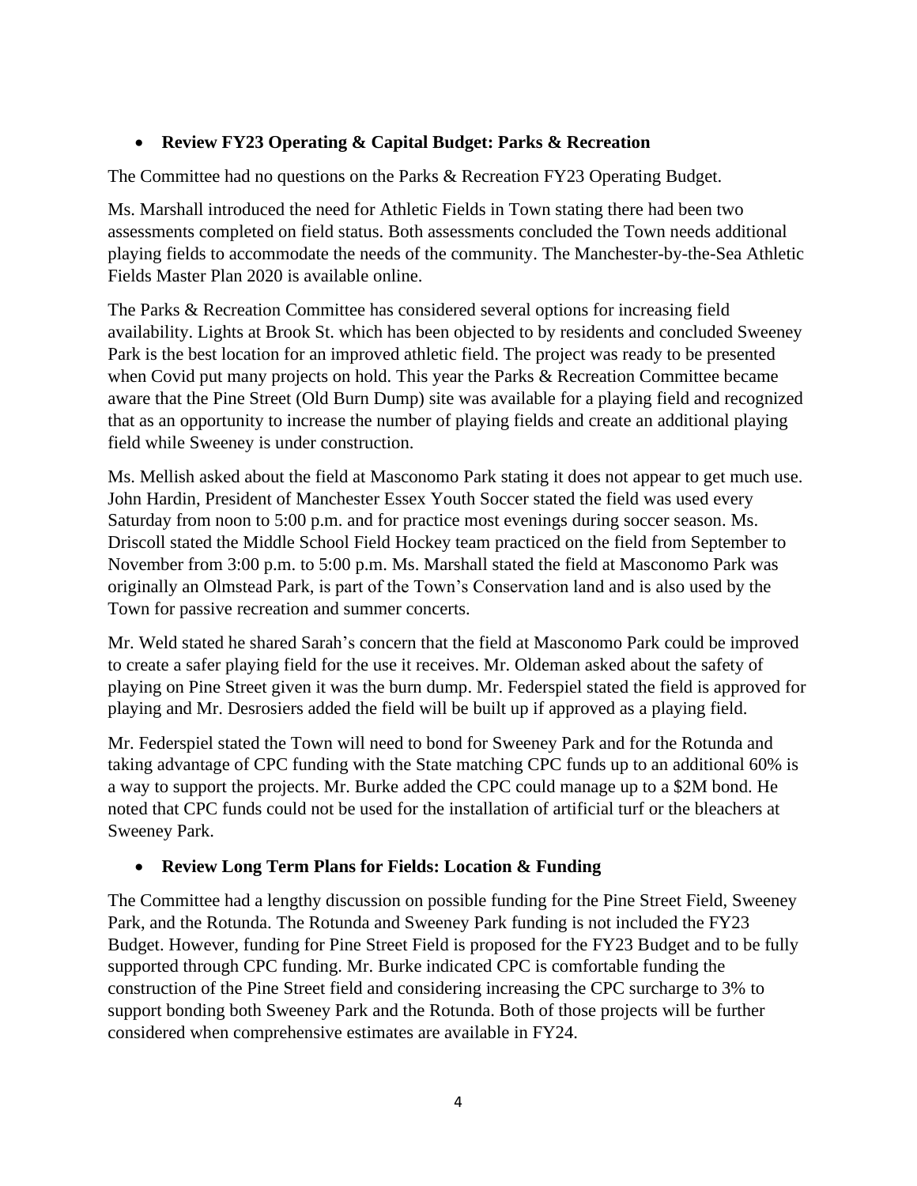- **Review FY23 Operating & Capital Budget: Parks & Recreation**

The Committee had no questions on the Parks & Recreation FY23 Operating Budget.

Ms. Marshall introduced the need for Athletic Fields in Town stating there had been two assessments completed on field status. Both assessments concluded the Town needs additional playing fields to accommodate the needs of the community. The Manchester-by-the-Sea Athletic Fields Master Plan 2020 is available online.

The Parks & Recreation Committee has considered several options for increasing field availability. Lights at Brook St. which has been objected to by residents and concluded Sweeney Park is the best location for an improved athletic field. The project was ready to be presented when Covid put many projects on hold. This year the Parks & Recreation Committee became aware that the Pine Street (Old Burn Dump) site was available for a playing field and recognized that as an opportunity to increase the number of playing fields and create an additional playing field while Sweeney is under construction.

Ms. Mellish asked about the field at Masconomo Park stating it does not appear to get much use. John Hardin, President of Manchester Essex Youth Soccer stated the field was used every Saturday from noon to 5:00 p.m. and for practice most evenings during soccer season. Ms. Driscoll stated the Middle School Field Hockey team practiced on the field from September to November from 3:00 p.m. to 5:00 p.m. Ms. Marshall stated the field at Masconomo Park was originally an Olmstead Park, is part of the Town's Conservation land and is also used by the Town for passive recreation and summer concerts.

Mr. Weld stated he shared Sarah's concern that the field at Masconomo Park could be improved to create a safer playing field for the use it receives. Mr. Oldeman asked about the safety of playing on Pine Street given it was the burn dump. Mr. Federspiel stated the field is approved for playing and Mr. Desrosiers added the field will be built up if approved as a playing field.

Mr. Federspiel stated the Town will need to bond for Sweeney Park and for the Rotunda and taking advantage of CPC funding with the State matching CPC funds up to an additional 60% is a way to support the projects. Mr. Burke added the CPC could manage up to a $2M bond. He noted that CPC funds could not be used for the installation of artificial turf or the bleachers at Sweeney Park.

- **Review Long Term Plans for Fields: Location & Funding**

The Committee had a lengthy discussion on possible funding for the Pine Street Field, Sweeney Park, and the Rotunda. The Rotunda and Sweeney Park funding is not included the FY23 Budget. However, funding for Pine Street Field is proposed for the FY23 Budget and to be fully supported through CPC funding. Mr. Burke indicated CPC is comfortable funding the construction of the Pine Street field and considering increasing the CPC surcharge to 3% to support bonding both Sweeney Park and the Rotunda. Both of those projects will be further considered when comprehensive estimates are available in FY24.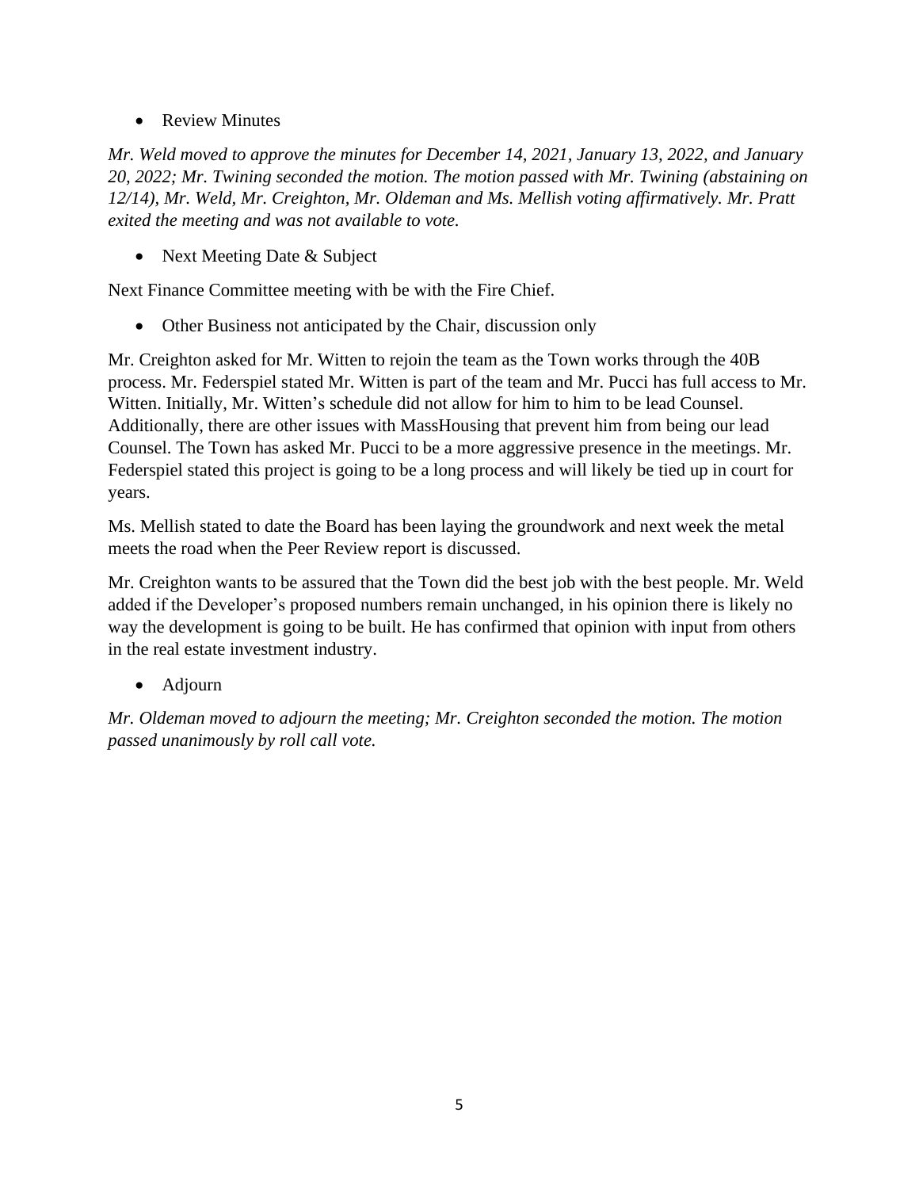- Review Minutes

*Mr. Weld moved to approve the minutes for December 14, 2021, January 13, 2022, and January 20, 2022; Mr. Twining seconded the motion. The motion passed with Mr. Twining (abstaining on 12/14), Mr. Weld, Mr. Creighton, Mr. Oldeman and Ms. Mellish voting affirmatively. Mr. Pratt exited the meeting and was not available to vote.*

- Next Meeting Date & Subject

Next Finance Committee meeting with be with the Fire Chief.

- Other Business not anticipated by the Chair, discussion only

Mr. Creighton asked for Mr. Witten to rejoin the team as the Town works through the 40B process. Mr. Federspiel stated Mr. Witten is part of the team and Mr. Pucci has full access to Mr. Witten. Initially, Mr. Witten's schedule did not allow for him to him to be lead Counsel. Additionally, there are other issues with MassHousing that prevent him from being our lead Counsel. The Town has asked Mr. Pucci to be a more aggressive presence in the meetings. Mr. Federspiel stated this project is going to be a long process and will likely be tied up in court for years.

Ms. Mellish stated to date the Board has been laying the groundwork and next week the metal meets the road when the Peer Review report is discussed.

Mr. Creighton wants to be assured that the Town did the best job with the best people. Mr. Weld added if the Developer's proposed numbers remain unchanged, in his opinion there is likely no way the development is going to be built. He has confirmed that opinion with input from others in the real estate investment industry.

- Adjourn

*Mr. Oldeman moved to adjourn the meeting; Mr. Creighton seconded the motion. The motion passed unanimously by roll call vote.*